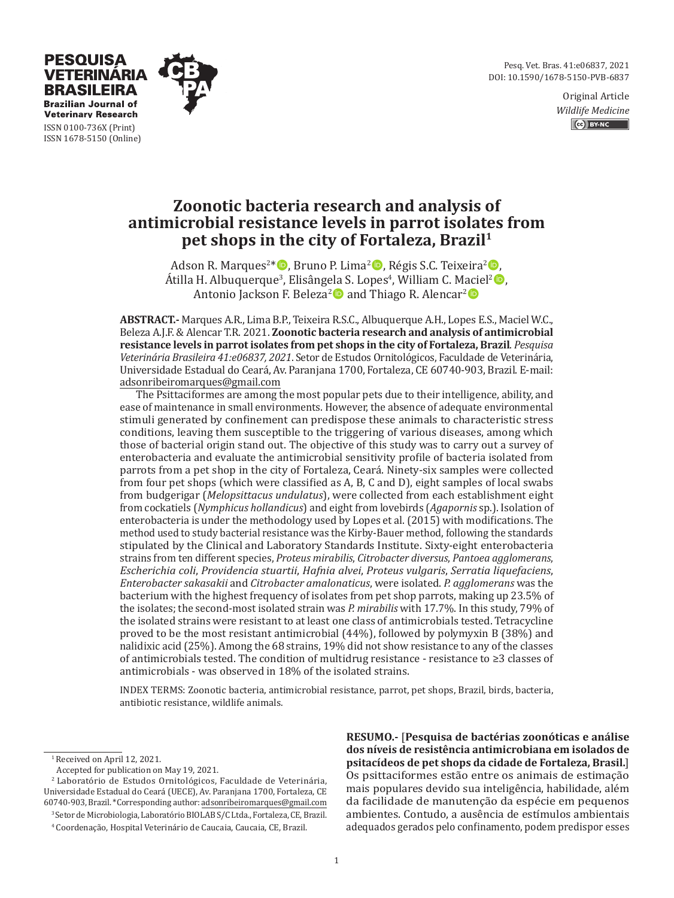PESQUISA VETERINÁRIA BRASILEIRA
Brazilian Journal of Veterinary Research
ISSN 0100-736X (Print)
ISSN 1678-5150 (Online)

Pesq. Vet. Bras. 41:e06837, 2021
DOI: 10.1590/1678-5150-PVB-6837

Original Article
*Wildlife Medicine*

# Zoonotic bacteria research and analysis of antimicrobial resistance levels in parrot isolates from pet shops in the city of Fortaleza, Brazil[1]

Adson R. Marques[2*], Bruno P. Lima[2], Régis S.C. Teixeira[2], Átilla H. Albuquerque[3], Elisângela S. Lopes[4], William C. Maciel[2], Antonio Jackson F. Beleza[2] and Thiago R. Alencar[2]

**ABSTRACT.-** Marques A.R., Lima B.P., Teixeira R.S.C., Albuquerque A.H., Lopes E.S., Maciel W.C., Beleza A.J.F. & Alencar T.R. 2021. **Zoonotic bacteria research and analysis of antimicrobial resistance levels in parrot isolates from pet shops in the city of Fortaleza, Brazil**. *Pesquisa Veterinária Brasileira 41:e06837, 2021*. Setor de Estudos Ornitológicos, Faculdade de Veterinária, Universidade Estadual do Ceará, Av. Paranjana 1700, Fortaleza, CE 60740-903, Brazil. E-mail: adsonribeiromarques@gmail.com

The Psittaciformes are among the most popular pets due to their intelligence, ability, and ease of maintenance in small environments. However, the absence of adequate environmental stimuli generated by confinement can predispose these animals to characteristic stress conditions, leaving them susceptible to the triggering of various diseases, among which those of bacterial origin stand out. The objective of this study was to carry out a survey of enterobacteria and evaluate the antimicrobial sensitivity profile of bacteria isolated from parrots from a pet shop in the city of Fortaleza, Ceará. Ninety-six samples were collected from four pet shops (which were classified as A, B, C and D), eight samples of local swabs from budgerigar (*Melopsittacus undulatus*), were collected from each establishment eight from cockatiels (*Nymphicus hollandicus*) and eight from lovebirds (*Agapornis* sp.). Isolation of enterobacteria is under the methodology used by Lopes et al. (2015) with modifications. The method used to study bacterial resistance was the Kirby-Bauer method, following the standards stipulated by the Clinical and Laboratory Standards Institute. Sixty-eight enterobacteria strains from ten different species, *Proteus mirabilis*, *Citrobacter diversus*, *Pantoea agglomerans*, *Escherichia coli*, *Providencia stuartii*, *Hafnia alvei*, *Proteus vulgaris*, *Serratia liquefaciens*, *Enterobacter sakasakii* and *Citrobacter amalonaticus*, were isolated. *P. agglomerans* was the bacterium with the highest frequency of isolates from pet shop parrots, making up 23.5% of the isolates; the second-most isolated strain was *P. mirabilis* with 17.7%. In this study, 79% of the isolated strains were resistant to at least one class of antimicrobials tested. Tetracycline proved to be the most resistant antimicrobial (44%), followed by polymyxin B (38%) and nalidixic acid (25%). Among the 68 strains, 19% did not show resistance to any of the classes of antimicrobials tested. The condition of multidrug resistance - resistance to ≥3 classes of antimicrobials - was observed in 18% of the isolated strains.

INDEX TERMS: Zoonotic bacteria, antimicrobial resistance, parrot, pet shops, Brazil, birds, bacteria, antibiotic resistance, wildlife animals.

**RESUMO.-** [**Pesquisa de bactérias zoonóticas e análise dos níveis de resistência antimicrobiana em isolados de psitacídeos de pet shops da cidade de Fortaleza, Brasil.**] Os psittaciformes estão entre os animais de estimação mais populares devido sua inteligência, habilidade, além da facilidade de manutenção da espécie em pequenos ambientes. Contudo, a ausência de estímulos ambientais adequados gerados pelo confinamento, podem predispor esses

[1] Received on April 12, 2021.
Accepted for publication on May 19, 2021.

[2] Laboratório de Estudos Ornitológicos, Faculdade de Veterinária, Universidade Estadual do Ceará (UECE), Av. Paranjana 1700, Fortaleza, CE 60740-903, Brazil. *Corresponding author: adsonribeiromarques@gmail.com

[3] Setor de Microbiologia, Laboratório BIOLAB S/C Ltda., Fortaleza, CE, Brazil.

[4] Coordenação, Hospital Veterinário de Caucaia, Caucaia, CE, Brazil.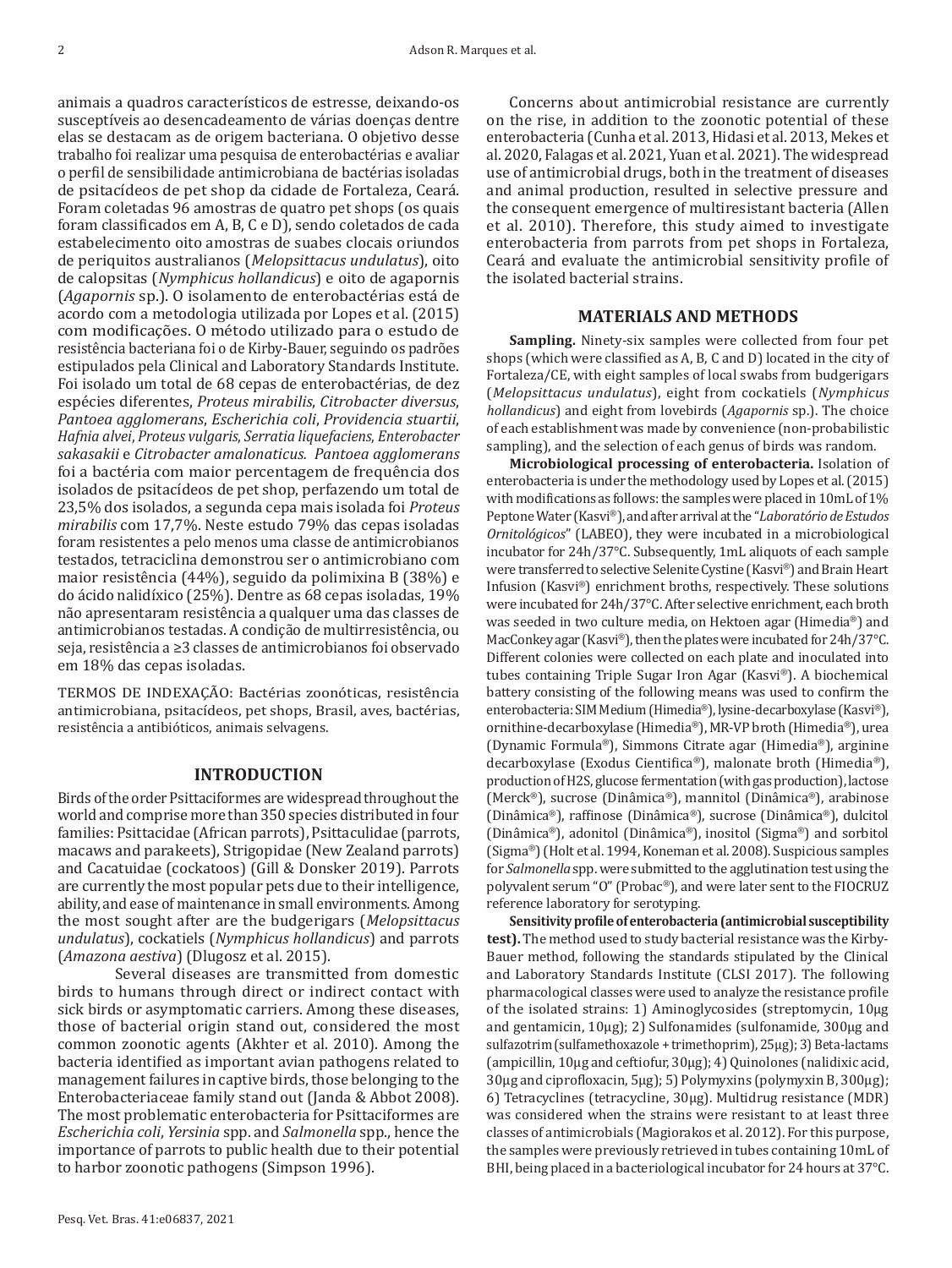animais a quadros característicos de estresse, deixando-os susceptíveis ao desencadeamento de várias doenças dentre elas se destacam as de origem bacteriana. O objetivo desse trabalho foi realizar uma pesquisa de enterobactérias e avaliar o perfil de sensibilidade antimicrobiana de bactérias isoladas de psitacídeos de pet shop da cidade de Fortaleza, Ceará. Foram coletadas 96 amostras de quatro pet shops (os quais foram classificados em A, B, C e D), sendo coletados de cada estabelecimento oito amostras de suabes cloacais oriundos de periquitos australianos (*Melopsittacus undulatus*), oito de calopsitas (*Nymphicus hollandicus*) e oito de agapornis (*Agapornis* sp.). O isolamento de enterobactérias está de acordo com a metodologia utilizada por Lopes et al. (2015) com modificações. O método utilizado para o estudo de resistência bacteriana foi o de Kirby-Bauer, seguindo os padrões estipulados pela Clinical and Laboratory Standards Institute. Foi isolado um total de 68 cepas de enterobactérias, de dez espécies diferentes, *Proteus mirabilis*, *Citrobacter diversus*, *Pantoea agglomerans*, *Escherichia coli*, *Providencia stuartii*, *Hafnia alvei*, *Proteus vulgaris*, *Serratia liquefaciens*, *Enterobacter sakasakii* e *Citrobacter amalonaticus*. *Pantoea agglomerans* foi a bactéria com maior percentagem de frequência dos isolados de psitacídeos de pet shop, perfazendo um total de 23,5% dos isolados, a segunda cepa mais isolada foi *Proteus mirabilis* com 17,7%. Neste estudo 79% das cepas isoladas foram resistentes a pelo menos uma classe de antimicrobianos testados, tetraciclina demonstrou ser o antimicrobiano com maior resistência (44%), seguido da polimixina B (38%) e do ácido nalidíxico (25%). Dentre as 68 cepas isoladas, 19% não apresentaram resistência a qualquer uma das classes de antimicrobianos testadas. A condição de multirresistência, ou seja, resistência a ≥3 classes de antimicrobianos foi observado em 18% das cepas isoladas.

TERMOS DE INDEXAÇÃO: Bactérias zoonóticas, resistência antimicrobiana, psitacídeos, pet shops, Brasil, aves, bactérias, resistência a antibióticos, animais selvagens.

## INTRODUCTION

Birds of the order Psittaciformes are widespread throughout the world and comprise more than 350 species distributed in four families: Psittacidae (African parrots), Psittaculidae (parrots, macaws and parakeets), Strigopidae (New Zealand parrots) and Cacatuidae (cockatoos) (Gill & Donsker 2019). Parrots are currently the most popular pets due to their intelligence, ability, and ease of maintenance in small environments. Among the most sought after are the budgerigars (*Melopsittacus undulatus*), cockatiels (*Nymphicus hollandicus*) and parrots (*Amazona aestiva*) (Dlugosz et al. 2015).

Several diseases are transmitted from domestic birds to humans through direct or indirect contact with sick birds or asymptomatic carriers. Among these diseases, those of bacterial origin stand out, considered the most common zoonotic agents (Akhter et al. 2010). Among the bacteria identified as important avian pathogens related to management failures in captive birds, those belonging to the Enterobacteriaceae family stand out (Janda & Abbot 2008). The most problematic enterobacteria for Psittaciformes are *Escherichia coli*, *Yersinia* spp. and *Salmonella* spp., hence the importance of parrots to public health due to their potential to harbor zoonotic pathogens (Simpson 1996).

Concerns about antimicrobial resistance are currently on the rise, in addition to the zoonotic potential of these enterobacteria (Cunha et al. 2013, Hidasi et al. 2013, Mekes et al. 2020, Falagas et al. 2021, Yuan et al. 2021). The widespread use of antimicrobial drugs, both in the treatment of diseases and animal production, resulted in selective pressure and the consequent emergence of multiresistant bacteria (Allen et al. 2010). Therefore, this study aimed to investigate enterobacteria from parrots from pet shops in Fortaleza, Ceará and evaluate the antimicrobial sensitivity profile of the isolated bacterial strains.

## MATERIALS AND METHODS

**Sampling.** Ninety-six samples were collected from four pet shops (which were classified as A, B, C and D) located in the city of Fortaleza/CE, with eight samples of local swabs from budgerigars (*Melopsittacus undulatus*), eight from cockatiels (*Nymphicus hollandicus*) and eight from lovebirds (*Agapornis* sp.). The choice of each establishment was made by convenience (non-probabilistic sampling), and the selection of each genus of birds was random.

**Microbiological processing of enterobacteria.** Isolation of enterobacteria is under the methodology used by Lopes et al. (2015) with modifications as follows: the samples were placed in 10mL of 1% Peptone Water (Kasvi®), and after arrival at the "*Laboratório de Estudos Ornitológicos*" (LABEO), they were incubated in a microbiological incubator for 24h/37°C. Subsequently, 1mL aliquots of each sample were transferred to selective Selenite Cystine (Kasvi®) and Brain Heart Infusion (Kasvi®) enrichment broths, respectively. These solutions were incubated for 24h/37°C. After selective enrichment, each broth was seeded in two culture media, on Hektoen agar (Himedia®) and MacConkey agar (Kasvi®), then the plates were incubated for 24h/37°C. Different colonies were collected on each plate and inoculated into tubes containing Triple Sugar Iron Agar (Kasvi®). A biochemical battery consisting of the following means was used to confirm the enterobacteria: SIM Medium (Himedia®), lysine-decarboxylase (Kasvi®), ornithine-decarboxylase (Himedia®), MR-VP broth (Himedia®), urea (Dynamic Formula®), Simmons Citrate agar (Himedia®), arginine decarboxylase (Exodus Cientifica®), malonate broth (Himedia®), production of H2S, glucose fermentation (with gas production), lactose (Merck®), sucrose (Dinâmica®), mannitol (Dinâmica®), arabinose (Dinâmica®), raffinose (Dinâmica®), sucrose (Dinâmica®), dulcitol (Dinâmica®), adonitol (Dinâmica®), inositol (Sigma®) and sorbitol (Sigma®) (Holt et al. 1994, Koneman et al. 2008). Suspicious samples for *Salmonella* spp. were submitted to the agglutination test using the polyvalent serum "O" (Probac®), and were later sent to the FIOCRUZ reference laboratory for serotyping.

**Sensitivity profile of enterobacteria (antimicrobial susceptibility test).** The method used to study bacterial resistance was the Kirby-Bauer method, following the standards stipulated by the Clinical and Laboratory Standards Institute (CLSI 2017). The following pharmacological classes were used to analyze the resistance profile of the isolated strains: 1) Aminoglycosides (streptomycin, 10μg and gentamicin, 10μg); 2) Sulfonamides (sulfonamide, 300μg and sulfazotrim (sulfamethoxazole + trimethoprim), 25μg); 3) Beta-lactams (ampicillin, 10μg and ceftiofur, 30μg); 4) Quinolones (nalidixic acid, 30μg and ciprofloxacin, 5μg); 5) Polymyxins (polymyxin B, 300μg); 6) Tetracyclines (tetracycline, 30μg). Multidrug resistance (MDR) was considered when the strains were resistant to at least three classes of antimicrobials (Magiorakos et al. 2012). For this purpose, the samples were previously retrieved in tubes containing 10mL of BHI, being placed in a bacteriological incubator for 24 hours at 37°C.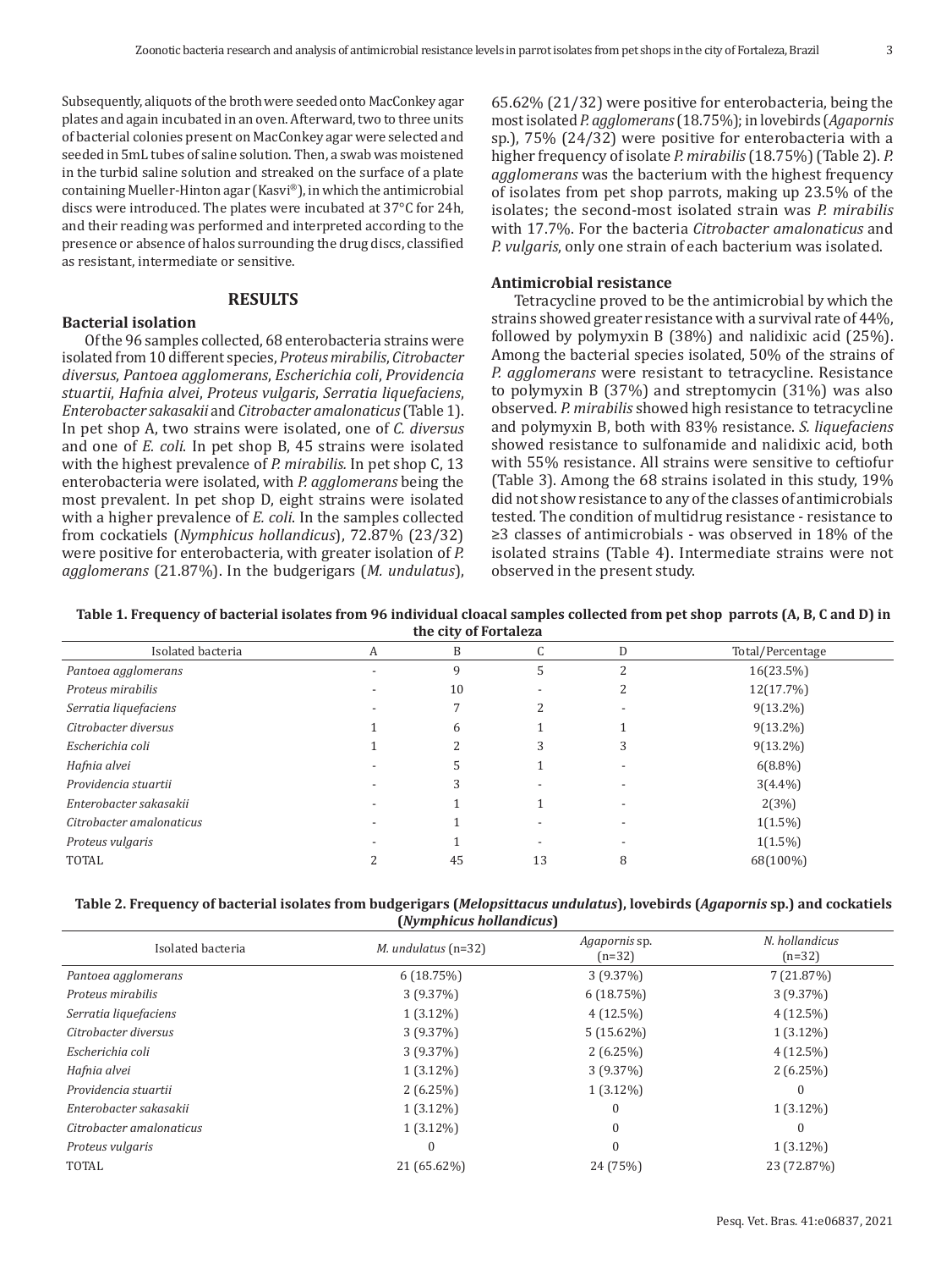Subsequently, aliquots of the broth were seeded onto MacConkey agar plates and again incubated in an oven. Afterward, two to three units of bacterial colonies present on MacConkey agar were selected and seeded in 5mL tubes of saline solution. Then, a swab was moistened in the turbid saline solution and streaked on the surface of a plate containing Mueller-Hinton agar (Kasvi®), in which the antimicrobial discs were introduced. The plates were incubated at 37°C for 24h, and their reading was performed and interpreted according to the presence or absence of halos surrounding the drug discs, classified as resistant, intermediate or sensitive.

## RESULTS

### Bacterial isolation

Of the 96 samples collected, 68 enterobacteria strains were isolated from 10 different species, *Proteus mirabilis*, *Citrobacter diversus*, *Pantoea agglomerans*, *Escherichia coli*, *Providencia stuartii*, *Hafnia alvei*, *Proteus vulgaris*, *Serratia liquefaciens*, *Enterobacter sakasakii* and *Citrobacter amalonaticus* (Table 1). In pet shop A, two strains were isolated, one of *C. diversus* and one of *E. coli*. In pet shop B, 45 strains were isolated with the highest prevalence of *P. mirabilis.* In pet shop C, 13 enterobacteria were isolated, with *P. agglomerans* being the most prevalent. In pet shop D, eight strains were isolated with a higher prevalence of *E. coli*. In the samples collected from cockatiels (*Nymphicus hollandicus*), 72.87% (23/32) were positive for enterobacteria, with greater isolation of *P. agglomerans* (21.87%). In the budgerigars (*M. undulatus*), 65.62% (21/32) were positive for enterobacteria, being the most isolated *P. agglomerans* (18.75%); in lovebirds (*Agapornis* sp.), 75% (24/32) were positive for enterobacteria with a higher frequency of isolate *P. mirabilis* (18.75%) (Table 2). *P. agglomerans* was the bacterium with the highest frequency of isolates from pet shop parrots, making up 23.5% of the isolates; the second-most isolated strain was *P. mirabilis* with 17.7%. For the bacteria *Citrobacter amalonaticus* and *P. vulgaris*, only one strain of each bacterium was isolated.

### Antimicrobial resistance

Tetracycline proved to be the antimicrobial by which the strains showed greater resistance with a survival rate of 44%, followed by polymyxin B (38%) and nalidixic acid (25%). Among the bacterial species isolated, 50% of the strains of *P. agglomerans* were resistant to tetracycline. Resistance to polymyxin B (37%) and streptomycin (31%) was also observed. *P. mirabilis* showed high resistance to tetracycline and polymyxin B, both with 83% resistance. *S. liquefaciens* showed resistance to sulfonamide and nalidixic acid, both with 55% resistance. All strains were sensitive to ceftiofur (Table 3). Among the 68 strains isolated in this study, 19% did not show resistance to any of the classes of antimicrobials tested. The condition of multidrug resistance - resistance to ≥3 classes of antimicrobials - was observed in 18% of the isolated strains (Table 4). Intermediate strains were not observed in the present study.

**Table 1. Frequency of bacterial isolates from 96 individual cloacal samples collected from pet shop parrots (A, B, C and D) in the city of Fortaleza**

| Isolated bacteria | A | B | C | D | Total/Percentage |
|---|---|---|---|---|---|
| *Pantoea agglomerans* | - | 9 | 5 | 2 | 16(23.5%) |
| *Proteus mirabilis* | - | 10 | - | 2 | 12(17.7%) |
| *Serratia liquefaciens* | - | 7 | 2 | - | 9(13.2%) |
| *Citrobacter diversus* | 1 | 6 | 1 | 1 | 9(13.2%) |
| *Escherichia coli* | 1 | 2 | 3 | 3 | 9(13.2%) |
| *Hafnia alvei* | - | 5 | 1 | - | 6(8.8%) |
| *Providencia stuartii* | - | 3 | - | - | 3(4.4%) |
| *Enterobacter sakasakii* | - | 1 | 1 | - | 2(3%) |
| *Citrobacter amalonaticus* | - | 1 | - | - | 1(1.5%) |
| *Proteus vulgaris* | - | 1 | - | - | 1(1.5%) |
| TOTAL | 2 | 45 | 13 | 8 | 68(100%) |

**Table 2. Frequency of bacterial isolates from budgerigars (*Melopsittacus undulatus*), lovebirds (*Agapornis* sp.) and cockatiels (*Nymphicus hollandicus*)**

| Isolated bacteria | *M. undulatus* (n=32) | *Agapornis* sp. (n=32) | *N. hollandicus* (n=32) |
|---|---|---|---|
| *Pantoea agglomerans* | 6 (18.75%) | 3 (9.37%) | 7 (21.87%) |
| *Proteus mirabilis* | 3 (9.37%) | 6 (18.75%) | 3 (9.37%) |
| *Serratia liquefaciens* | 1 (3.12%) | 4 (12.5%) | 4 (12.5%) |
| *Citrobacter diversus* | 3 (9.37%) | 5 (15.62%) | 1 (3.12%) |
| *Escherichia coli* | 3 (9.37%) | 2 (6.25%) | 4 (12.5%) |
| *Hafnia alvei* | 1 (3.12%) | 3 (9.37%) | 2 (6.25%) |
| *Providencia stuartii* | 2 (6.25%) | 1 (3.12%) | 0 |
| *Enterobacter sakasakii* | 1 (3.12%) | 0 | 1 (3.12%) |
| *Citrobacter amalonaticus* | 1 (3.12%) | 0 | 0 |
| *Proteus vulgaris* | 0 | 0 | 1 (3.12%) |
| TOTAL | 21 (65.62%) | 24 (75%) | 23 (72.87%) |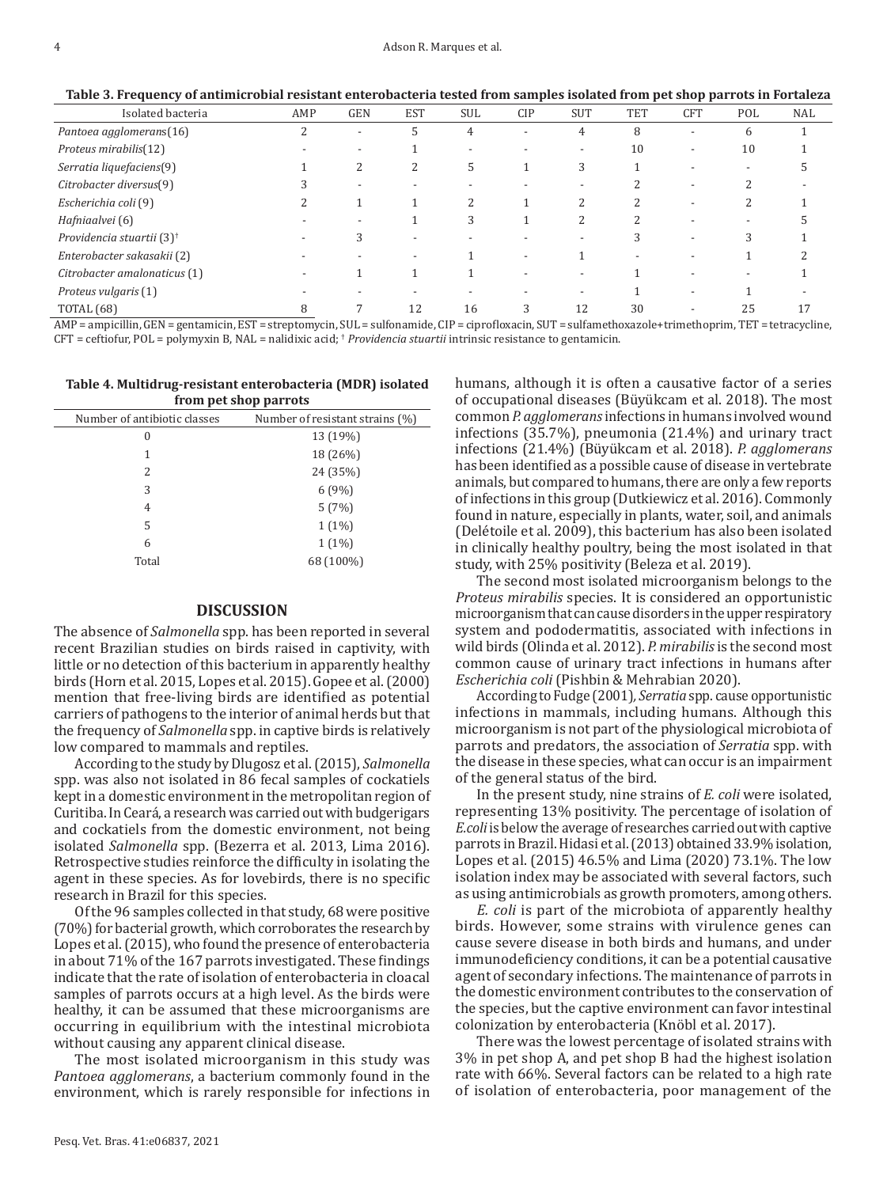**Table 3. Frequency of antimicrobial resistant enterobacteria tested from samples isolated from pet shop parrots in Fortaleza**

| Isolated bacteria | AMP | GEN | EST | SUL | CIP | SUT | TET | CFT | POL | NAL |
|---|---|---|---|---|---|---|---|---|---|---|
| *Pantoea agglomerans*(16) | 2 | - | 5 | 4 | - | 4 | 8 | - | 6 | 1 |
| *Proteus mirabilis*(12) | - | - | 1 | - | - | - | 10 | - | 10 | 1 |
| *Serratia liquefaciens*(9) | 1 | 2 | 2 | 5 | 1 | 3 | 1 | - | - | 5 |
| *Citrobacter diversus*(9) | 3 | - | - | - | - | - | 2 | - | 2 | - |
| *Escherichia coli* (9) | 2 | 1 | 1 | 2 | 1 | 2 | 2 | - | 2 | 1 |
| *Hafniaalvei* (6) | - | - | 1 | 3 | 1 | 2 | 2 | - | - | 5 |
| *Providencia stuartii* (3)† | - | 3 | - | - | - | - | 3 | - | 3 | 1 |
| *Enterobacter sakasakii* (2) | - | - | - | 1 | - | 1 | - | - | 1 | 2 |
| *Citrobacter amalonaticus* (1) | - | 1 | 1 | 1 | - | - | 1 | - | - | 1 |
| *Proteus vulgaris* (1) | - | - | - | - | - | - | 1 | - | 1 | - |
| TOTAL (68) | 8 | 7 | 12 | 16 | 3 | 12 | 30 | - | 25 | 17 |

AMP = ampicillin, GEN = gentamicin, EST = streptomycin, SUL = sulfonamide, CIP = ciprofloxacin, SUT = sulfamethoxazole+trimethoprim, TET = tetracycline, CFT = ceftiofur, POL = polymyxin B, NAL = nalidixic acid; † *Providencia stuartii* intrinsic resistance to gentamicin.

**Table 4. Multidrug-resistant enterobacteria (MDR) isolated from pet shop parrots**

| Number of antibiotic classes | Number of resistant strains (%) |
|---|---|
| 0 | 13 (19%) |
| 1 | 18 (26%) |
| 2 | 24 (35%) |
| 3 | 6 (9%) |
| 4 | 5 (7%) |
| 5 | 1 (1%) |
| 6 | 1 (1%) |
| Total | 68 (100%) |

## DISCUSSION

The absence of *Salmonella* spp. has been reported in several recent Brazilian studies on birds raised in captivity, with little or no detection of this bacterium in apparently healthy birds (Horn et al. 2015, Lopes et al. 2015). Gopee et al. (2000) mention that free-living birds are identified as potential carriers of pathogens to the interior of animal herds but that the frequency of *Salmonella* spp. in captive birds is relatively low compared to mammals and reptiles.

According to the study by Dlugosz et al. (2015), *Salmonella* spp. was also not isolated in 86 fecal samples of cockatiels kept in a domestic environment in the metropolitan region of Curitiba. In Ceará, a research was carried out with budgerigars and cockatiels from the domestic environment, not being isolated *Salmonella* spp. (Bezerra et al. 2013, Lima 2016). Retrospective studies reinforce the difficulty in isolating the agent in these species. As for lovebirds, there is no specific research in Brazil for this species.

Of the 96 samples collected in that study, 68 were positive (70%) for bacterial growth, which corroborates the research by Lopes et al. (2015), who found the presence of enterobacteria in about 71% of the 167 parrots investigated. These findings indicate that the rate of isolation of enterobacteria in cloacal samples of parrots occurs at a high level. As the birds were healthy, it can be assumed that these microorganisms are occurring in equilibrium with the intestinal microbiota without causing any apparent clinical disease.

The most isolated microorganism in this study was *Pantoea agglomerans*, a bacterium commonly found in the environment, which is rarely responsible for infections in humans, although it is often a causative factor of a series of occupational diseases (Büyükcam et al. 2018). The most common *P. agglomerans* infections in humans involved wound infections (35.7%), pneumonia (21.4%) and urinary tract infections (21.4%) (Büyükcam et al. 2018). *P. agglomerans* has been identified as a possible cause of disease in vertebrate animals, but compared to humans, there are only a few reports of infections in this group (Dutkiewicz et al. 2016). Commonly found in nature, especially in plants, water, soil, and animals (Delétoile et al. 2009), this bacterium has also been isolated in clinically healthy poultry, being the most isolated in that study, with 25% positivity (Beleza et al. 2019).

The second most isolated microorganism belongs to the *Proteus mirabilis* species. It is considered an opportunistic microorganism that can cause disorders in the upper respiratory system and pododermatitis, associated with infections in wild birds (Olinda et al. 2012). *P. mirabilis* is the second most common cause of urinary tract infections in humans after *Escherichia coli* (Pishbin & Mehrabian 2020).

According to Fudge (2001), *Serratia* spp. cause opportunistic infections in mammals, including humans. Although this microorganism is not part of the physiological microbiota of parrots and predators, the association of *Serratia* spp. with the disease in these species, what can occur is an impairment of the general status of the bird.

In the present study, nine strains of *E. coli* were isolated, representing 13% positivity. The percentage of isolation of *E.coli* is below the average of researches carried out with captive parrots in Brazil. Hidasi et al. (2013) obtained 33.9% isolation, Lopes et al. (2015) 46.5% and Lima (2020) 73.1%. The low isolation index may be associated with several factors, such as using antimicrobials as growth promoters, among others.

*E. coli* is part of the microbiota of apparently healthy birds. However, some strains with virulence genes can cause severe disease in both birds and humans, and under immunodeficiency conditions, it can be a potential causative agent of secondary infections. The maintenance of parrots in the domestic environment contributes to the conservation of the species, but the captive environment can favor intestinal colonization by enterobacteria (Knöbl et al. 2017).

There was the lowest percentage of isolated strains with 3% in pet shop A, and pet shop B had the highest isolation rate with 66%. Several factors can be related to a high rate of isolation of enterobacteria, poor management of the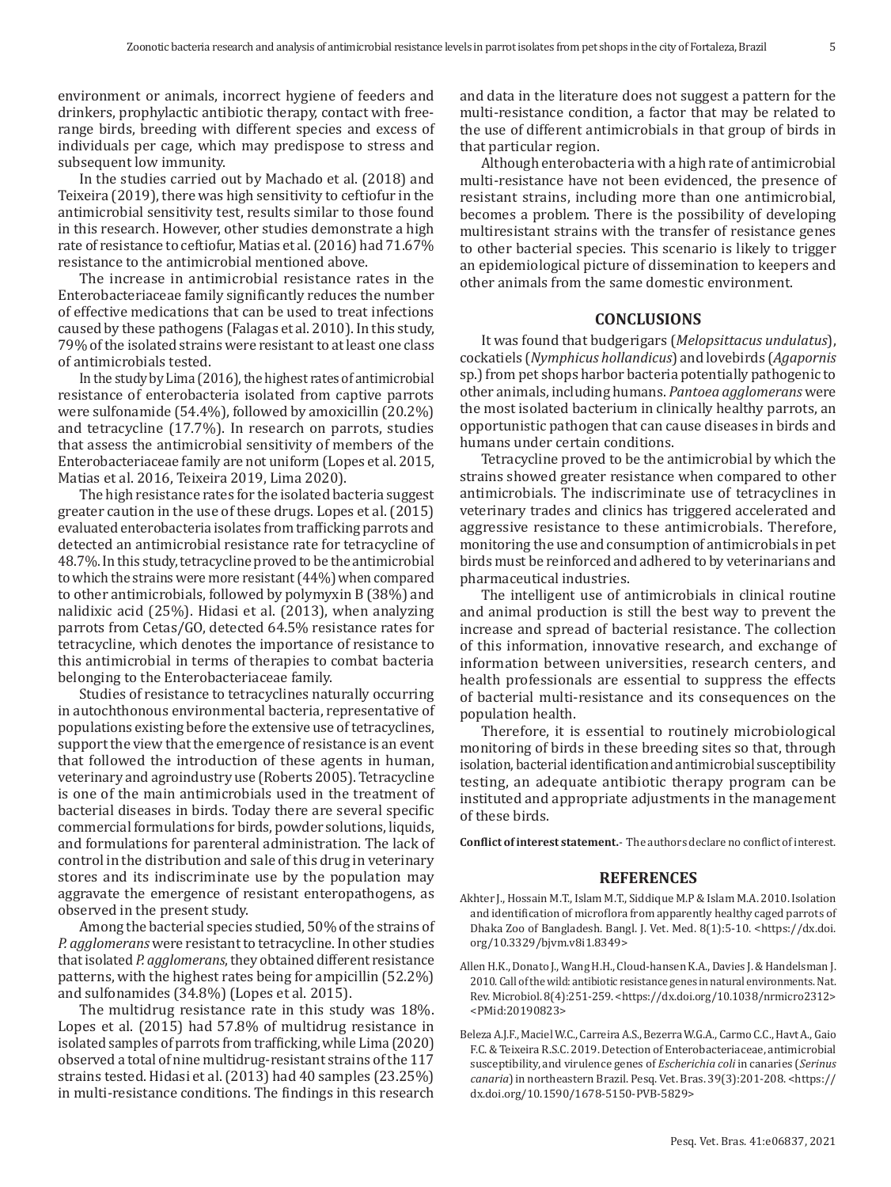environment or animals, incorrect hygiene of feeders and drinkers, prophylactic antibiotic therapy, contact with free-range birds, breeding with different species and excess of individuals per cage, which may predispose to stress and subsequent low immunity.

In the studies carried out by Machado et al. (2018) and Teixeira (2019), there was high sensitivity to ceftiofur in the antimicrobial sensitivity test, results similar to those found in this research. However, other studies demonstrate a high rate of resistance to ceftiofur, Matias et al. (2016) had 71.67% resistance to the antimicrobial mentioned above.

The increase in antimicrobial resistance rates in the Enterobacteriaceae family significantly reduces the number of effective medications that can be used to treat infections caused by these pathogens (Falagas et al. 2010). In this study, 79% of the isolated strains were resistant to at least one class of antimicrobials tested.

In the study by Lima (2016), the highest rates of antimicrobial resistance of enterobacteria isolated from captive parrots were sulfonamide (54.4%), followed by amoxicillin (20.2%) and tetracycline (17.7%). In research on parrots, studies that assess the antimicrobial sensitivity of members of the Enterobacteriaceae family are not uniform (Lopes et al. 2015, Matias et al. 2016, Teixeira 2019, Lima 2020).

The high resistance rates for the isolated bacteria suggest greater caution in the use of these drugs. Lopes et al. (2015) evaluated enterobacteria isolates from trafficking parrots and detected an antimicrobial resistance rate for tetracycline of 48.7%. In this study, tetracycline proved to be the antimicrobial to which the strains were more resistant (44%) when compared to other antimicrobials, followed by polymyxin B (38%) and nalidixic acid (25%). Hidasi et al. (2013), when analyzing parrots from Cetas/GO, detected 64.5% resistance rates for tetracycline, which denotes the importance of resistance to this antimicrobial in terms of therapies to combat bacteria belonging to the Enterobacteriaceae family.

Studies of resistance to tetracyclines naturally occurring in autochthonous environmental bacteria, representative of populations existing before the extensive use of tetracyclines, support the view that the emergence of resistance is an event that followed the introduction of these agents in human, veterinary and agroindustry use (Roberts 2005). Tetracycline is one of the main antimicrobials used in the treatment of bacterial diseases in birds. Today there are several specific commercial formulations for birds, powder solutions, liquids, and formulations for parenteral administration. The lack of control in the distribution and sale of this drug in veterinary stores and its indiscriminate use by the population may aggravate the emergence of resistant enteropathogens, as observed in the present study.

Among the bacterial species studied, 50% of the strains of *P. agglomerans* were resistant to tetracycline. In other studies that isolated *P. agglomerans*, they obtained different resistance patterns, with the highest rates being for ampicillin (52.2%) and sulfonamides (34.8%) (Lopes et al. 2015).

The multidrug resistance rate in this study was 18%. Lopes et al. (2015) had 57.8% of multidrug resistance in isolated samples of parrots from trafficking, while Lima (2020) observed a total of nine multidrug-resistant strains of the 117 strains tested. Hidasi et al. (2013) had 40 samples (23.25%) in multi-resistance conditions. The findings in this research and data in the literature does not suggest a pattern for the multi-resistance condition, a factor that may be related to the use of different antimicrobials in that group of birds in that particular region.

Although enterobacteria with a high rate of antimicrobial multi-resistance have not been evidenced, the presence of resistant strains, including more than one antimicrobial, becomes a problem. There is the possibility of developing multiresistant strains with the transfer of resistance genes to other bacterial species. This scenario is likely to trigger an epidemiological picture of dissemination to keepers and other animals from the same domestic environment.

## CONCLUSIONS

It was found that budgerigars (*Melopsittacus undulatus*), cockatiels (*Nymphicus hollandicus*) and lovebirds (*Agapornis* sp.) from pet shops harbor bacteria potentially pathogenic to other animals, including humans. *Pantoea agglomerans* were the most isolated bacterium in clinically healthy parrots, an opportunistic pathogen that can cause diseases in birds and humans under certain conditions.

Tetracycline proved to be the antimicrobial by which the strains showed greater resistance when compared to other antimicrobials. The indiscriminate use of tetracyclines in veterinary trades and clinics has triggered accelerated and aggressive resistance to these antimicrobials. Therefore, monitoring the use and consumption of antimicrobials in pet birds must be reinforced and adhered to by veterinarians and pharmaceutical industries.

The intelligent use of antimicrobials in clinical routine and animal production is still the best way to prevent the increase and spread of bacterial resistance. The collection of this information, innovative research, and exchange of information between universities, research centers, and health professionals are essential to suppress the effects of bacterial multi-resistance and its consequences on the population health.

Therefore, it is essential to routinely microbiological monitoring of birds in these breeding sites so that, through isolation, bacterial identification and antimicrobial susceptibility testing, an adequate antibiotic therapy program can be instituted and appropriate adjustments in the management of these birds.

**Conflict of interest statement.**- The authors declare no conflict of interest.

## REFERENCES

Akhter J., Hossain M.T., Islam M.T., Siddique M.P & Islam M.A. 2010. Isolation and identification of microflora from apparently healthy caged parrots of Dhaka Zoo of Bangladesh. Bangl. J. Vet. Med. 8(1):5-10. <https://dx.doi.org/10.3329/bjvm.v8i1.8349>

Allen H.K., Donato J., Wang H.H., Cloud-hansen K.A., Davies J. & Handelsman J. 2010. Call of the wild: antibiotic resistance genes in natural environments. Nat. Rev. Microbiol. 8(4):251-259. <https://dx.doi.org/10.1038/nrmicro2312> <PMid:20190823>

Beleza A.J.F., Maciel W.C., Carreira A.S., Bezerra W.G.A., Carmo C.C., Havt A., Gaio F.C. & Teixeira R.S.C. 2019. Detection of Enterobacteriaceae, antimicrobial susceptibility, and virulence genes of *Escherichia coli* in canaries (*Serinus canaria*) in northeastern Brazil. Pesq. Vet. Bras. 39(3):201-208. <https://dx.doi.org/10.1590/1678-5150-PVB-5829>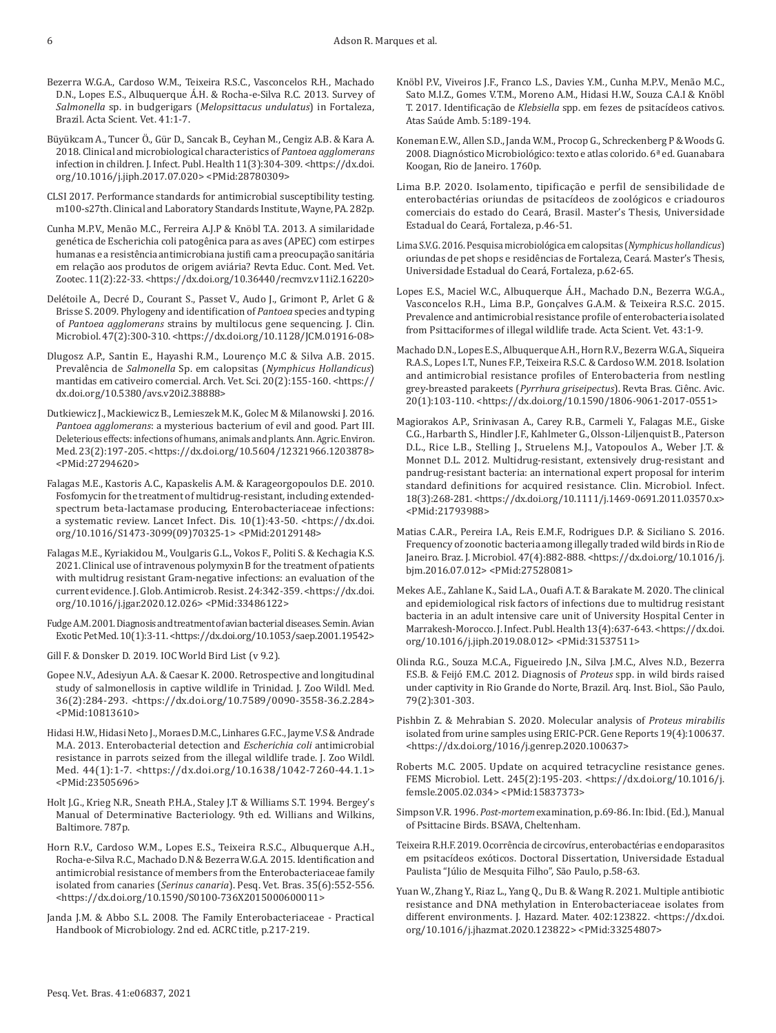Bezerra W.G.A., Cardoso W.M., Teixeira R.S.C., Vasconcelos R.H., Machado D.N., Lopes E.S., Albuquerque Á.H. & Rocha-e-Silva R.C. 2013. Survey of *Salmonella* sp. in budgerigars (*Melopsittacus undulatus*) in Fortaleza, Brazil. Acta Scient. Vet. 41:1-7.

Büyükcam A., Tuncer Ö., Gür D., Sancak B., Ceyhan M., Cengiz A.B. & Kara A. 2018. Clinical and microbiological characteristics of *Pantoea agglomerans* infection in children. J. Infect. Publ. Health 11(3):304-309. <https://dx.doi.org/10.1016/j.jiph.2017.07.020> <PMid:28780309>

CLSI 2017. Performance standards for antimicrobial susceptibility testing. m100-s27th. Clinical and Laboratory Standards Institute, Wayne, PA. 282p.

Cunha M.P.V., Menão M.C., Ferreira A.J.P & Knöbl T.A. 2013. A similaridade genética de Escherichia coli patogênica para as aves (APEC) com estirpes humanas e a resistência antimicrobiana justificam a preocupação sanitária em relação aos produtos de origem aviária? Revta Educ. Cont. Med. Vet. Zootec. 11(2):22-33. <https://dx.doi.org/10.36440/recmvz.v11i2.16220>

Delétoile A., Decré D., Courant S., Passet V., Audo J., Grimont P., Arlet G & Brisse S. 2009. Phylogeny and identification of *Pantoea* species and typing of *Pantoea agglomerans* strains by multilocus gene sequencing. J. Clin. Microbiol. 47(2):300-310. <https://dx.doi.org/10.1128/JCM.01916-08>

Dlugosz A.P., Santin E., Hayashi R.M., Lourenço M.C & Silva A.B. 2015. Prevalência de *Salmonella* Sp. em calopsitas (*Nymphicus Hollandicus*) mantidas em cativeiro comercial. Arch. Vet. Sci. 20(2):155-160. <https://dx.doi.org/10.5380/avs.v20i2.38888>

Dutkiewicz J., Mackiewicz B., Lemieszek M.K., Golec M & Milanowski J. 2016. *Pantoea agglomerans*: a mysterious bacterium of evil and good. Part III. Deleterious effects: infections of humans, animals and plants. Ann. Agric. Environ. Med. 23(2):197-205. <https://dx.doi.org/10.5604/12321966.1203878> <PMid:27294620>

Falagas M.E., Kastoris A.C., Kapaskelis A.M. & Karageorgopoulos D.E. 2010. Fosfomycin for the treatment of multidrug-resistant, including extended-spectrum beta-lactamase producing, Enterobacteriaceae infections: a systematic review. Lancet Infect. Dis. 10(1):43-50. <https://dx.doi.org/10.1016/S1473-3099(09)70325-1> <PMid:20129148>

Falagas M.E., Kyriakidou M., Voulgaris G.L., Vokos F., Politi S. & Kechagia K.S. 2021. Clinical use of intravenous polymyxin B for the treatment of patients with multidrug resistant Gram-negative infections: an evaluation of the current evidence. J. Glob. Antimicrob. Resist. 24:342-359. <https://dx.doi.org/10.1016/j.jgar.2020.12.026> <PMid:33486122>

Fudge A.M. 2001. Diagnosis and treatment of avian bacterial diseases. Semin. Avian Exotic Pet Med. 10(1):3-11. <https://dx.doi.org/10.1053/saep.2001.19542>

Gill F. & Donsker D. 2019. IOC World Bird List (v 9.2).

Gopee N.V., Adesiyun A.A. & Caesar K. 2000. Retrospective and longitudinal study of salmonellosis in captive wildlife in Trinidad. J. Zoo Wildl. Med. 36(2):284-293. <https://dx.doi.org/10.7589/0090-3558-36.2.284> <PMid:10813610>

Hidasi H.W., Hidasi Neto J., Moraes D.M.C., Linhares G.F.C., Jayme V.S & Andrade M.A. 2013. Enterobacterial detection and *Escherichia coli* antimicrobial resistance in parrots seized from the illegal wildlife trade. J. Zoo Wildl. Med. 44(1):1-7. <https://dx.doi.org/10.1638/1042-7260-44.1.1> <PMid:23505696>

Holt J.G., Krieg N.R., Sneath P.H.A., Staley J.T & Williams S.T. 1994. Bergey's Manual of Determinative Bacteriology. 9th ed. Willians and Wilkins, Baltimore. 787p.

Horn R.V., Cardoso W.M., Lopes E.S., Teixeira R.S.C., Albuquerque A.H., Rocha-e-Silva R.C., Machado D.N & Bezerra W.G.A. 2015. Identification and antimicrobial resistance of members from the Enterobacteriaceae family isolated from canaries (*Serinus canaria*). Pesq. Vet. Bras. 35(6):552-556. <https://dx.doi.org/10.1590/S0100-736X2015000600011>

Janda J.M. & Abbo S.L. 2008. The Family Enterobacteriaceae - Practical Handbook of Microbiology. 2nd ed. ACRC title, p.217-219.

Knöbl P.V., Viveiros J.F., Franco L.S., Davies Y.M., Cunha M.P.V., Menão M.C., Sato M.I.Z., Gomes V.T.M., Moreno A.M., Hidasi H.W., Souza C.A.I & Knöbl T. 2017. Identificação de *Klebsiella* spp. em fezes de psitacídeos cativos. Atas Saúde Amb. 5:189-194.

Koneman E.W., Allen S.D., Janda W.M., Procop G., Schreckenberg P & Woods G. 2008. Diagnóstico Microbiológico: texto e atlas colorido. 6ª ed. Guanabara Koogan, Rio de Janeiro. 1760p.

Lima B.P. 2020. Isolamento, tipificação e perfil de sensibilidade de enterobactérias oriundas de psitacídeos de zoológicos e criadouros comerciais do estado do Ceará, Brasil. Master's Thesis, Universidade Estadual do Ceará, Fortaleza, p.46-51.

Lima S.V.G. 2016. Pesquisa microbiológica em calopsitas (*Nymphicus hollandicus*) oriundas de pet shops e residências de Fortaleza, Ceará. Master's Thesis, Universidade Estadual do Ceará, Fortaleza, p.62-65.

Lopes E.S., Maciel W.C., Albuquerque Á.H., Machado D.N., Bezerra W.G.A., Vasconcelos R.H., Lima B.P., Gonçalves G.A.M. & Teixeira R.S.C. 2015. Prevalence and antimicrobial resistance profile of enterobacteria isolated from Psittaciformes of illegal wildlife trade. Acta Scient. Vet. 43:1-9.

Machado D.N., Lopes E.S., Albuquerque A.H., Horn R.V., Bezerra W.G.A., Siqueira R.A.S., Lopes I.T., Nunes F.P., Teixeira R.S.C. & Cardoso W.M. 2018. Isolation and antimicrobial resistance profiles of Enterobacteria from nestling grey-breasted parakeets (*Pyrrhura griseipectus*). Revta Bras. Ciênc. Avic. 20(1):103-110. <https://dx.doi.org/10.1590/1806-9061-2017-0551>

Magiorakos A.P., Srinivasan A., Carey R.B., Carmeli Y., Falagas M.E., Giske C.G., Harbarth S., Hindler J.F., Kahlmeter G., Olsson-Liljenquist B., Paterson D.L., Rice L.B., Stelling J., Struelens M.J., Vatopoulos A., Weber J.T. & Monnet D.L. 2012. Multidrug-resistant, extensively drug-resistant and pandrug-resistant bacteria: an international expert proposal for interim standard definitions for acquired resistance. Clin. Microbiol. Infect. 18(3):268-281. <https://dx.doi.org/10.1111/j.1469-0691.2011.03570.x> <PMid:21793988>

Matias C.A.R., Pereira I.A., Reis E.M.F., Rodrigues D.P. & Siciliano S. 2016. Frequency of zoonotic bacteria among illegally traded wild birds in Rio de Janeiro. Braz. J. Microbiol. 47(4):882-888. <https://dx.doi.org/10.1016/j.bjm.2016.07.012> <PMid:27528081>

Mekes A.E., Zahlane K., Said L.A., Ouafi A.T. & Barakate M. 2020. The clinical and epidemiological risk factors of infections due to multidrug resistant bacteria in an adult intensive care unit of University Hospital Center in Marrakesh-Morocco. J. Infect. Publ. Health 13(4):637-643. <https://dx.doi.org/10.1016/j.jiph.2019.08.012> <PMid:31537511>

Olinda R.G., Souza M.C.A., Figueiredo J.N., Silva J.M.C., Alves N.D., Bezerra F.S.B. & Feijó F.M.C. 2012. Diagnosis of *Proteus* spp. in wild birds raised under captivity in Rio Grande do Norte, Brazil. Arq. Inst. Biol., São Paulo, 79(2):301-303.

Pishbin Z. & Mehrabian S. 2020. Molecular analysis of *Proteus mirabilis* isolated from urine samples using ERIC-PCR. Gene Reports 19(4):100637. <https://dx.doi.org/10.1016/j.genrep.2020.100637>

Roberts M.C. 2005. Update on acquired tetracycline resistance genes. FEMS Microbiol. Lett. 245(2):195-203. <https://dx.doi.org/10.1016/j.femsle.2005.02.034> <PMid:15837373>

Simpson V.R. 1996. *Post-mortem* examination, p.69-86. In: Ibid. (Ed.), Manual of Psittacine Birds. BSAVA, Cheltenham.

Teixeira R.H.F. 2019. Ocorrência de circovírus, enterobactérias e endoparasitos em psitacídeos exóticos. Doctoral Dissertation, Universidade Estadual Paulista "Júlio de Mesquita Filho", São Paulo, p.58-63.

Yuan W., Zhang Y., Riaz L., Yang Q., Du B. & Wang R. 2021. Multiple antibiotic resistance and DNA methylation in Enterobacteriaceae isolates from different environments. J. Hazard. Mater. 402:123822. <https://dx.doi.org/10.1016/j.jhazmat.2020.123822> <PMid:33254807>